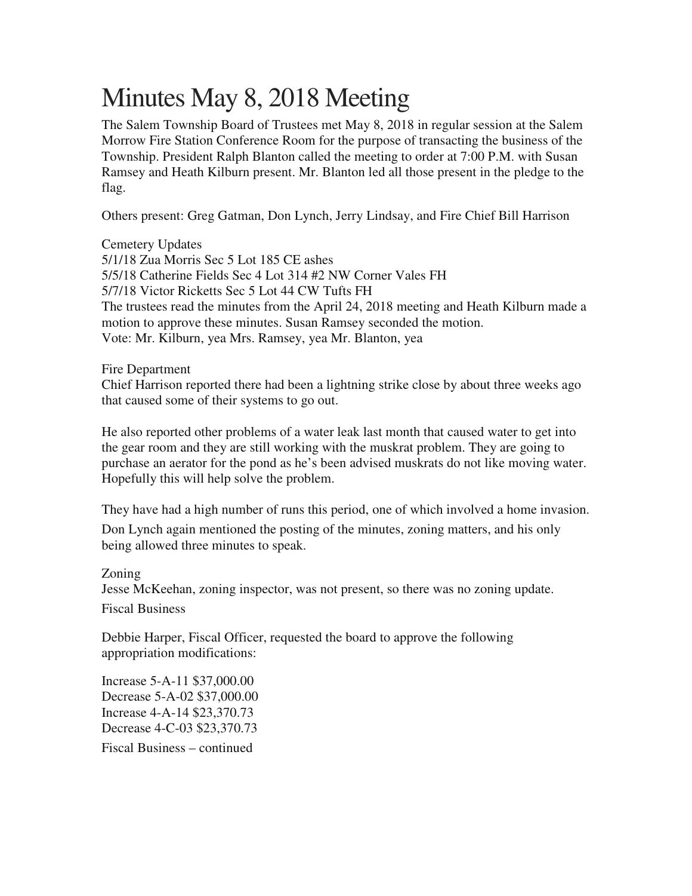# Minutes May 8, 2018 Meeting

The Salem Township Board of Trustees met May 8, 2018 in regular session at the Salem Morrow Fire Station Conference Room for the purpose of transacting the business of the Township. President Ralph Blanton called the meeting to order at 7:00 P.M. with Susan Ramsey and Heath Kilburn present. Mr. Blanton led all those present in the pledge to the flag.

Others present: Greg Gatman, Don Lynch, Jerry Lindsay, and Fire Chief Bill Harrison

Cemetery Updates
5/1/18 Zua Morris Sec 5 Lot 185 CE ashes
5/5/18 Catherine Fields Sec 4 Lot 314 #2 NW Corner Vales FH
5/7/18 Victor Ricketts Sec 5 Lot 44 CW Tufts FH
The trustees read the minutes from the April 24, 2018 meeting and Heath Kilburn made a motion to approve these minutes. Susan Ramsey seconded the motion.
Vote: Mr. Kilburn, yea Mrs. Ramsey, yea Mr. Blanton, yea

Fire Department
Chief Harrison reported there had been a lightning strike close by about three weeks ago that caused some of their systems to go out.

He also reported other problems of a water leak last month that caused water to get into the gear room and they are still working with the muskrat problem. They are going to purchase an aerator for the pond as he's been advised muskrats do not like moving water. Hopefully this will help solve the problem.

They have had a high number of runs this period, one of which involved a home invasion.

Don Lynch again mentioned the posting of the minutes, zoning matters, and his only being allowed three minutes to speak.

Zoning
Jesse McKeehan, zoning inspector, was not present, so there was no zoning update.

Fiscal Business

Debbie Harper, Fiscal Officer, requested the board to approve the following appropriation modifications:

Increase 5-A-11 $37,000.00
Decrease 5-A-02 $37,000.00
Increase 4-A-14 $23,370.73
Decrease 4-C-03 $23,370.73

Fiscal Business – continued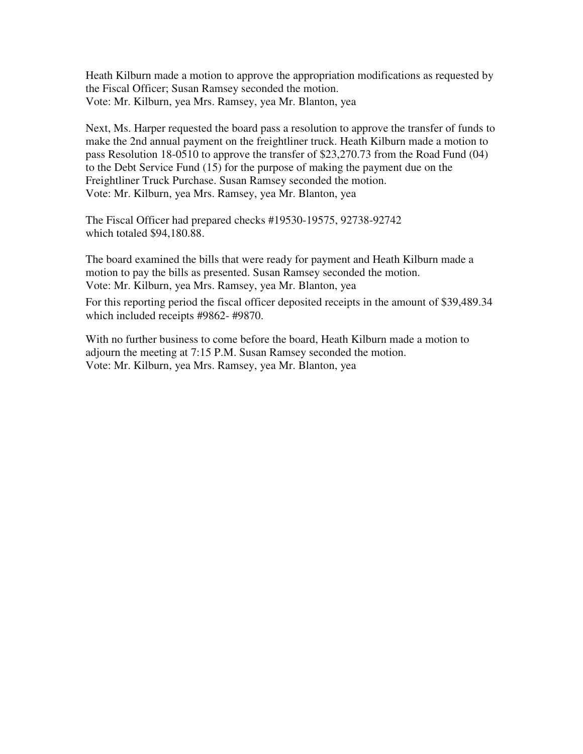Heath Kilburn made a motion to approve the appropriation modifications as requested by the Fiscal Officer; Susan Ramsey seconded the motion.
Vote: Mr. Kilburn, yea Mrs. Ramsey, yea Mr. Blanton, yea

Next, Ms. Harper requested the board pass a resolution to approve the transfer of funds to make the 2nd annual payment on the freightliner truck. Heath Kilburn made a motion to pass Resolution 18-0510 to approve the transfer of $23,270.73 from the Road Fund (04) to the Debt Service Fund (15) for the purpose of making the payment due on the Freightliner Truck Purchase. Susan Ramsey seconded the motion.
Vote: Mr. Kilburn, yea Mrs. Ramsey, yea Mr. Blanton, yea

The Fiscal Officer had prepared checks #19530-19575, 92738-92742 which totaled $94,180.88.

The board examined the bills that were ready for payment and Heath Kilburn made a motion to pay the bills as presented. Susan Ramsey seconded the motion.
Vote: Mr. Kilburn, yea Mrs. Ramsey, yea Mr. Blanton, yea

For this reporting period the fiscal officer deposited receipts in the amount of $39,489.34 which included receipts #9862- #9870.

With no further business to come before the board, Heath Kilburn made a motion to adjourn the meeting at 7:15 P.M. Susan Ramsey seconded the motion.
Vote: Mr. Kilburn, yea Mrs. Ramsey, yea Mr. Blanton, yea